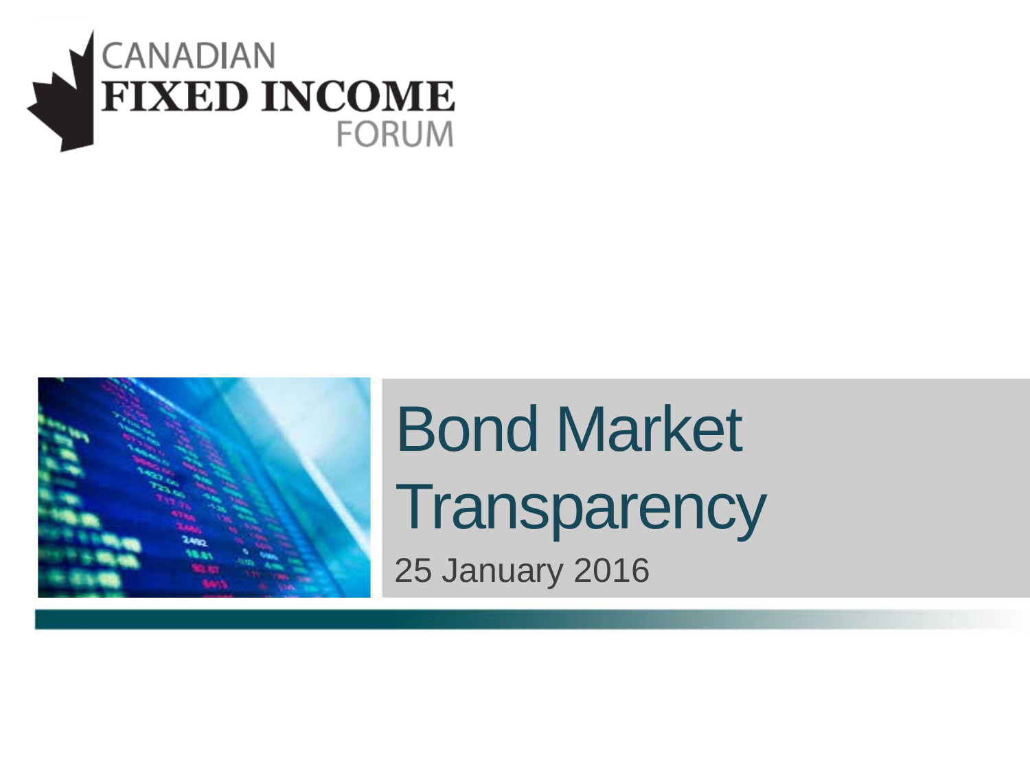CANADIAN
**FIXED INCOME**
FORUM

# Bond Market Transparency

25 January 2016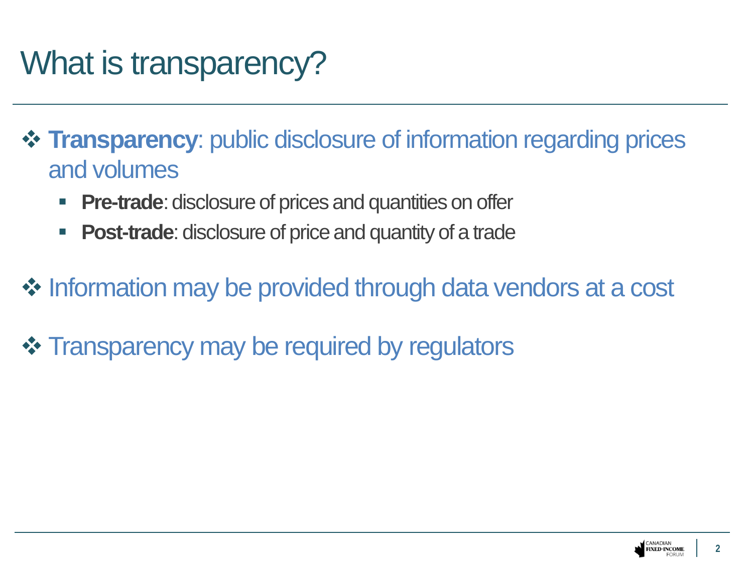# What is transparency?

- **Transparency**: public disclosure of information regarding prices and volumes
  - **Pre-trade**: disclosure of prices and quantities on offer
  - **Post-trade**: disclosure of price and quantity of a trade

- Information may be provided through data vendors at a cost

- Transparency may be required by regulators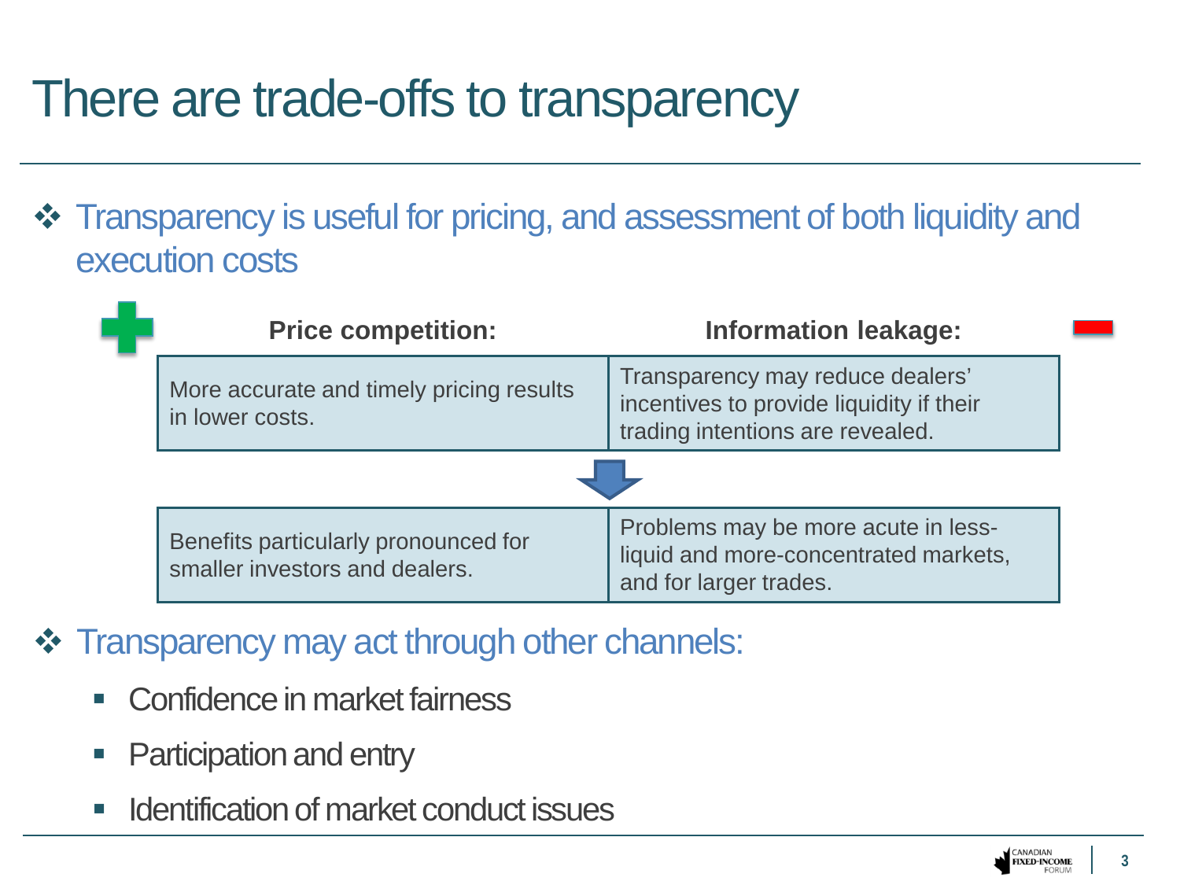# There are trade-offs to transparency

- Transparency is useful for pricing, and assessment of both liquidity and execution costs

| + Price competition: | Information leakage: − |
| --- | --- |
| More accurate and timely pricing results in lower costs. | Transparency may reduce dealers' incentives to provide liquidity if their trading intentions are revealed. |
| Benefits particularly pronounced for smaller investors and dealers. | Problems may be more acute in less-liquid and more-concentrated markets, and for larger trades. |

- Transparency may act through other channels:
  - Confidence in market fairness
  - Participation and entry
  - Identification of market conduct issues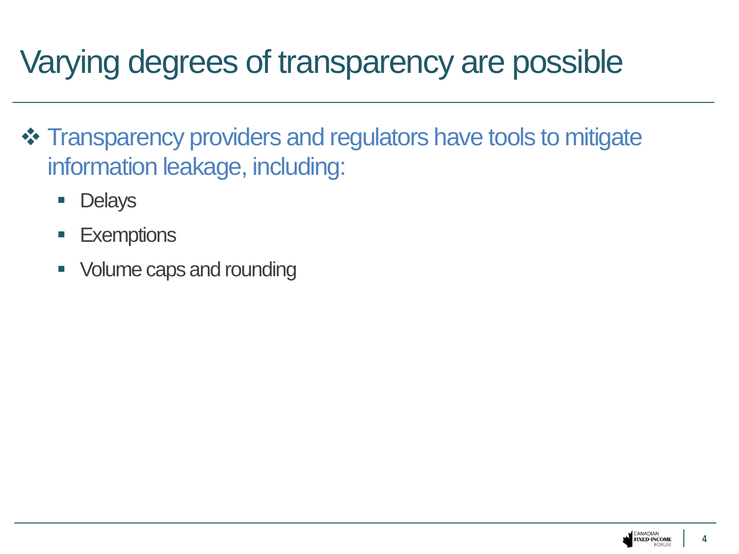# Varying degrees of transparency are possible

- Transparency providers and regulators have tools to mitigate information leakage, including:
  - Delays
  - Exemptions
  - Volume caps and rounding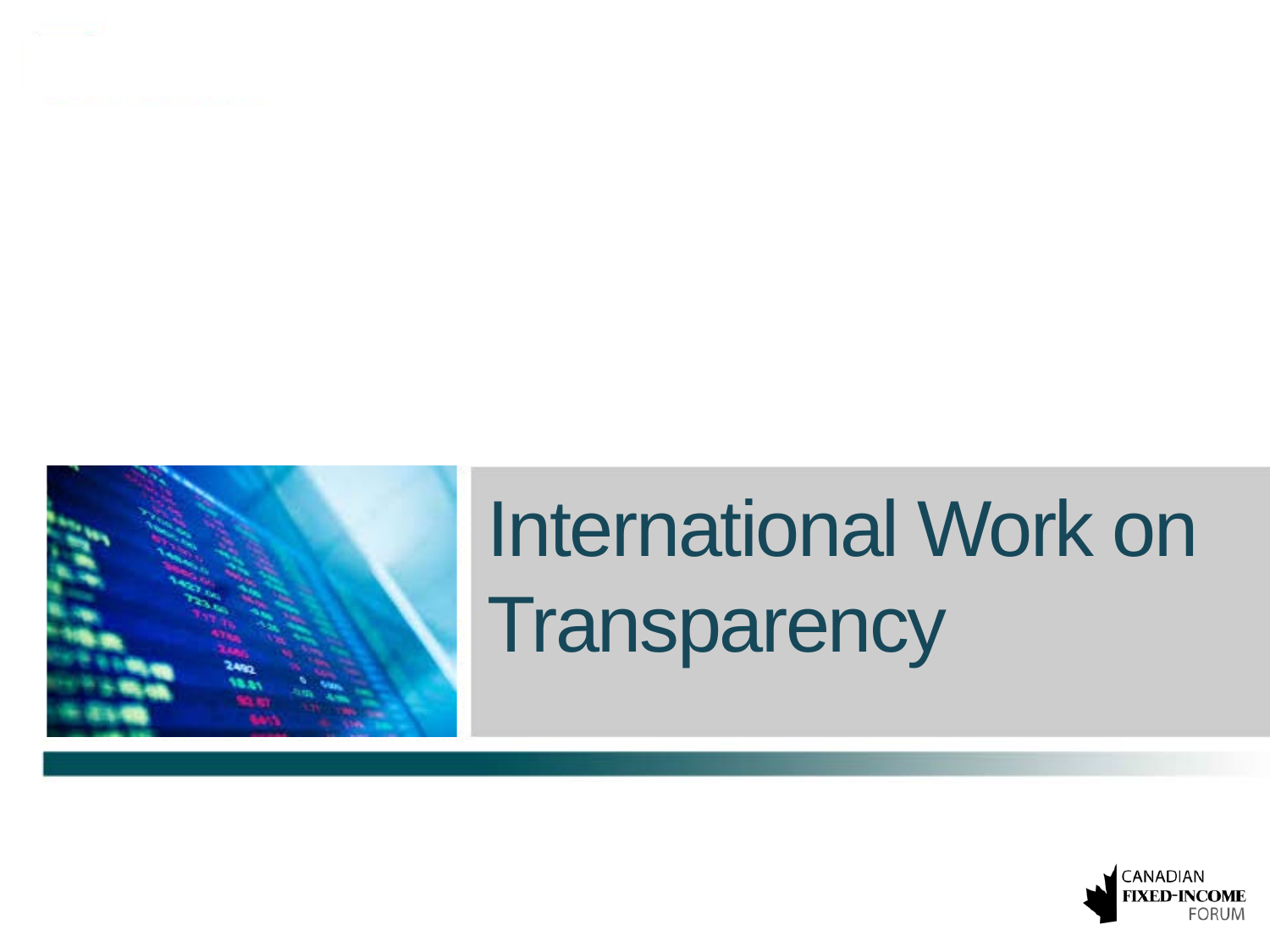# International Work on Transparency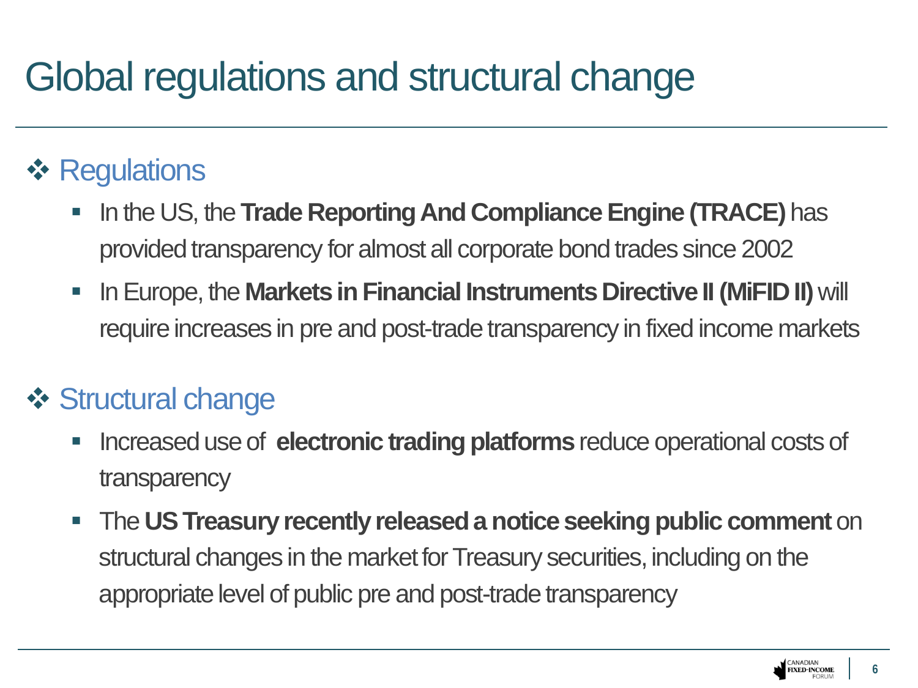# Global regulations and structural change

## ❖ Regulations

- In the US, the **Trade Reporting And Compliance Engine (TRACE)** has provided transparency for almost all corporate bond trades since 2002
- In Europe, the **Markets in Financial Instruments Directive II (MiFID II)** will require increases in pre and post-trade transparency in fixed income markets

## ❖ Structural change

- Increased use of **electronic trading platforms** reduce operational costs of transparency
- The **US Treasury recently released a notice seeking public comment** on structural changes in the market for Treasury securities, including on the appropriate level of public pre and post-trade transparency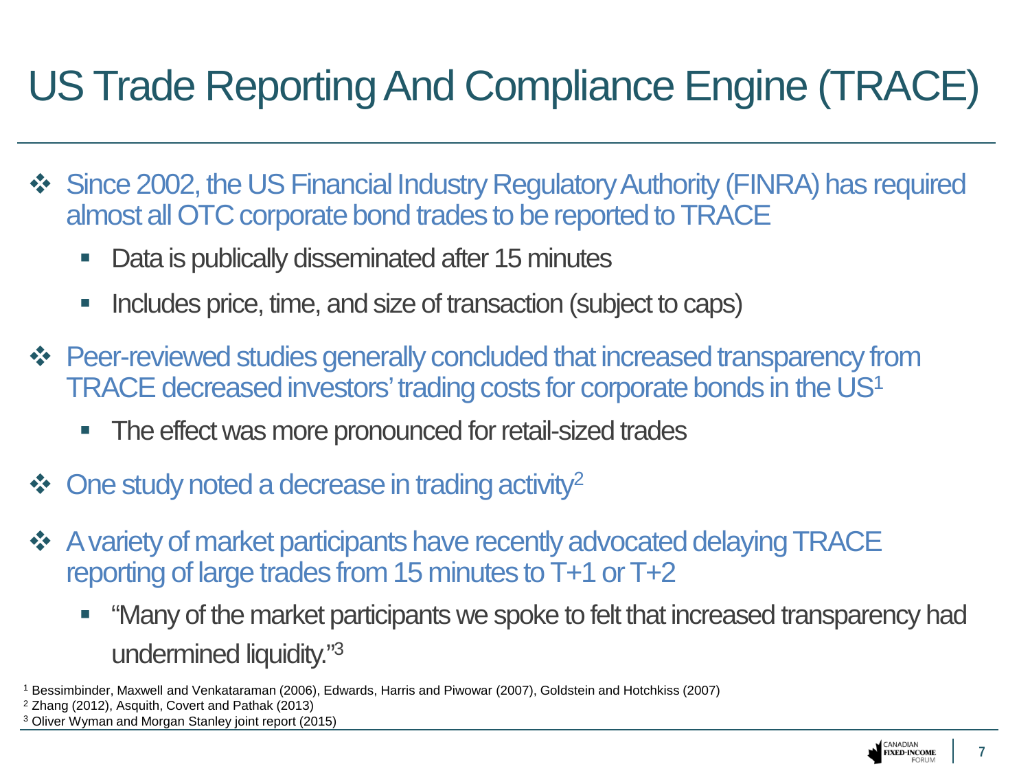# US Trade Reporting And Compliance Engine (TRACE)

- Since 2002, the US Financial Industry Regulatory Authority (FINRA) has required almost all OTC corporate bond trades to be reported to TRACE
  - Data is publically disseminated after 15 minutes
  - Includes price, time, and size of transaction (subject to caps)
- Peer-reviewed studies generally concluded that increased transparency from TRACE decreased investors' trading costs for corporate bonds in the US[1]
  - The effect was more pronounced for retail-sized trades
- One study noted a decrease in trading activity[2]
- A variety of market participants have recently advocated delaying TRACE reporting of large trades from 15 minutes to T+1 or T+2
  - "Many of the market participants we spoke to felt that increased transparency had undermined liquidity."[3]

[1] Bessimbinder, Maxwell and Venkataraman (2006), Edwards, Harris and Piwowar (2007), Goldstein and Hotchkiss (2007)

[2] Zhang (2012), Asquith, Covert and Pathak (2013)

[3] Oliver Wyman and Morgan Stanley joint report (2015)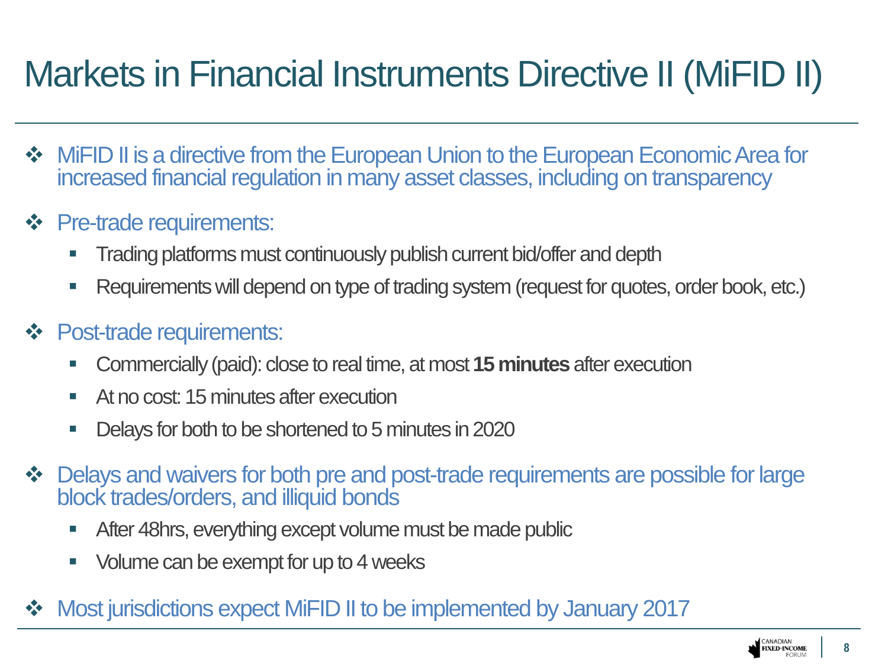# Markets in Financial Instruments Directive II (MiFID II)

- MiFID II is a directive from the European Union to the European Economic Area for increased financial regulation in many asset classes, including on transparency
- Pre-trade requirements:
  - Trading platforms must continuously publish current bid/offer and depth
  - Requirements will depend on type of trading system (request for quotes, order book, etc.)
- Post-trade requirements:
  - Commercially (paid): close to real time, at most **15 minutes** after execution
  - At no cost: 15 minutes after execution
  - Delays for both to be shortened to 5 minutes in 2020
- Delays and waivers for both pre and post-trade requirements are possible for large block trades/orders, and illiquid bonds
  - After 48hrs, everything except volume must be made public
  - Volume can be exempt for up to 4 weeks
- Most jurisdictions expect MiFID II to be implemented by January 2017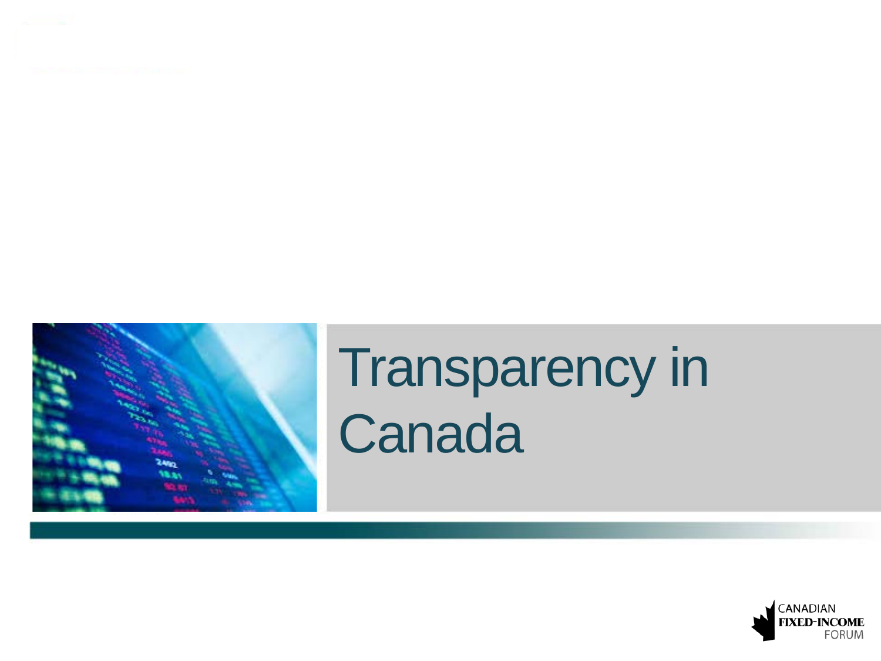# Transparency in Canada

CANADIAN
FIXED-INCOME
FORUM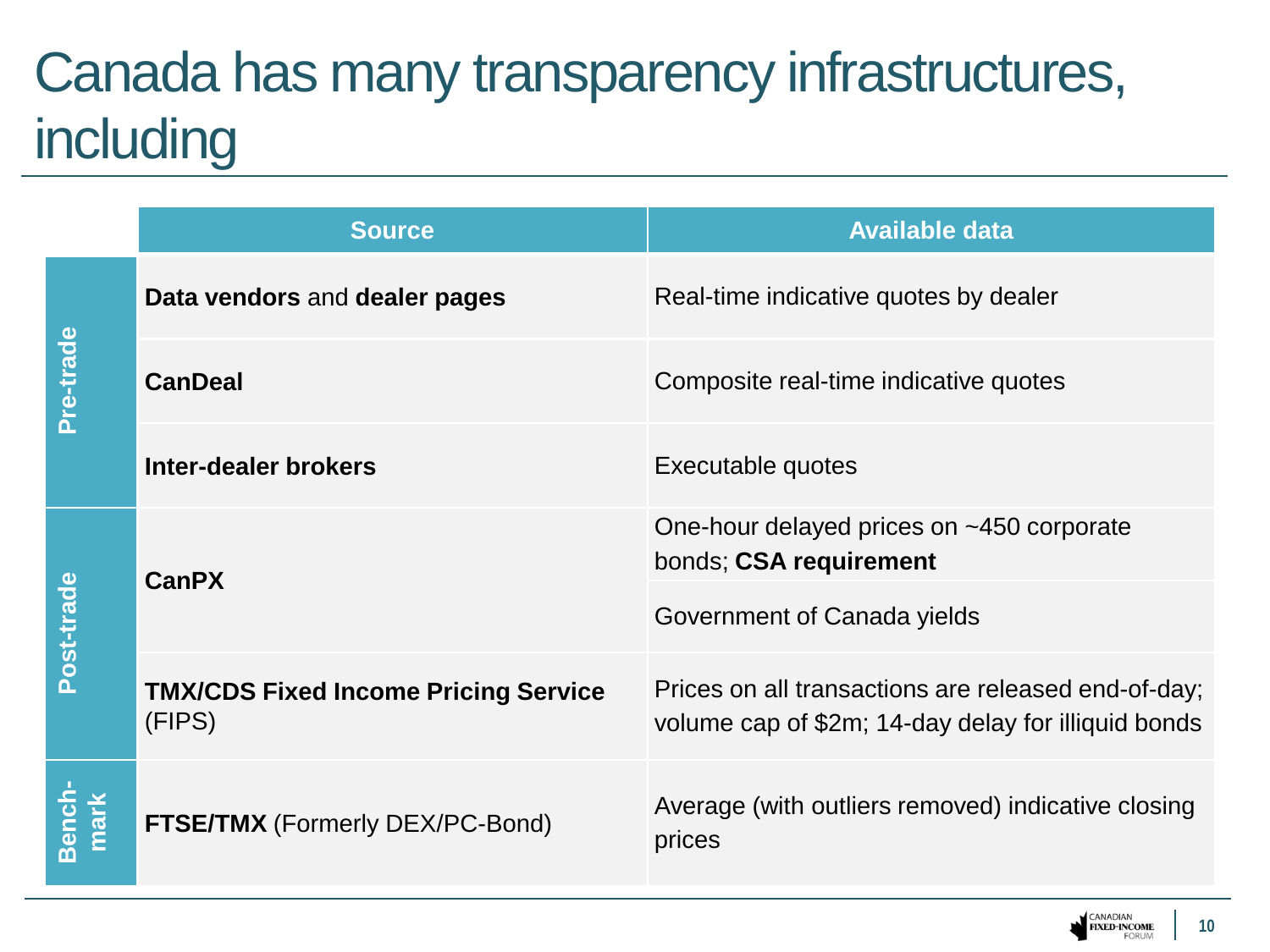# Canada has many transparency infrastructures, including

| | Source | Available data |
|---|---|---|
| Pre-trade | **Data vendors** and **dealer pages** | Real-time indicative quotes by dealer |
| | **CanDeal** | Composite real-time indicative quotes |
| | **Inter-dealer brokers** | Executable quotes |
| Post-trade | **CanPX** | One-hour delayed prices on ~450 corporate bonds; **CSA requirement** |
| | | Government of Canada yields |
| | **TMX/CDS Fixed Income Pricing Service** (FIPS) | Prices on all transactions are released end-of-day; volume cap of $2m; 14-day delay for illiquid bonds |
| Bench-mark | **FTSE/TMX** (Formerly DEX/PC-Bond) | Average (with outliers removed) indicative closing prices |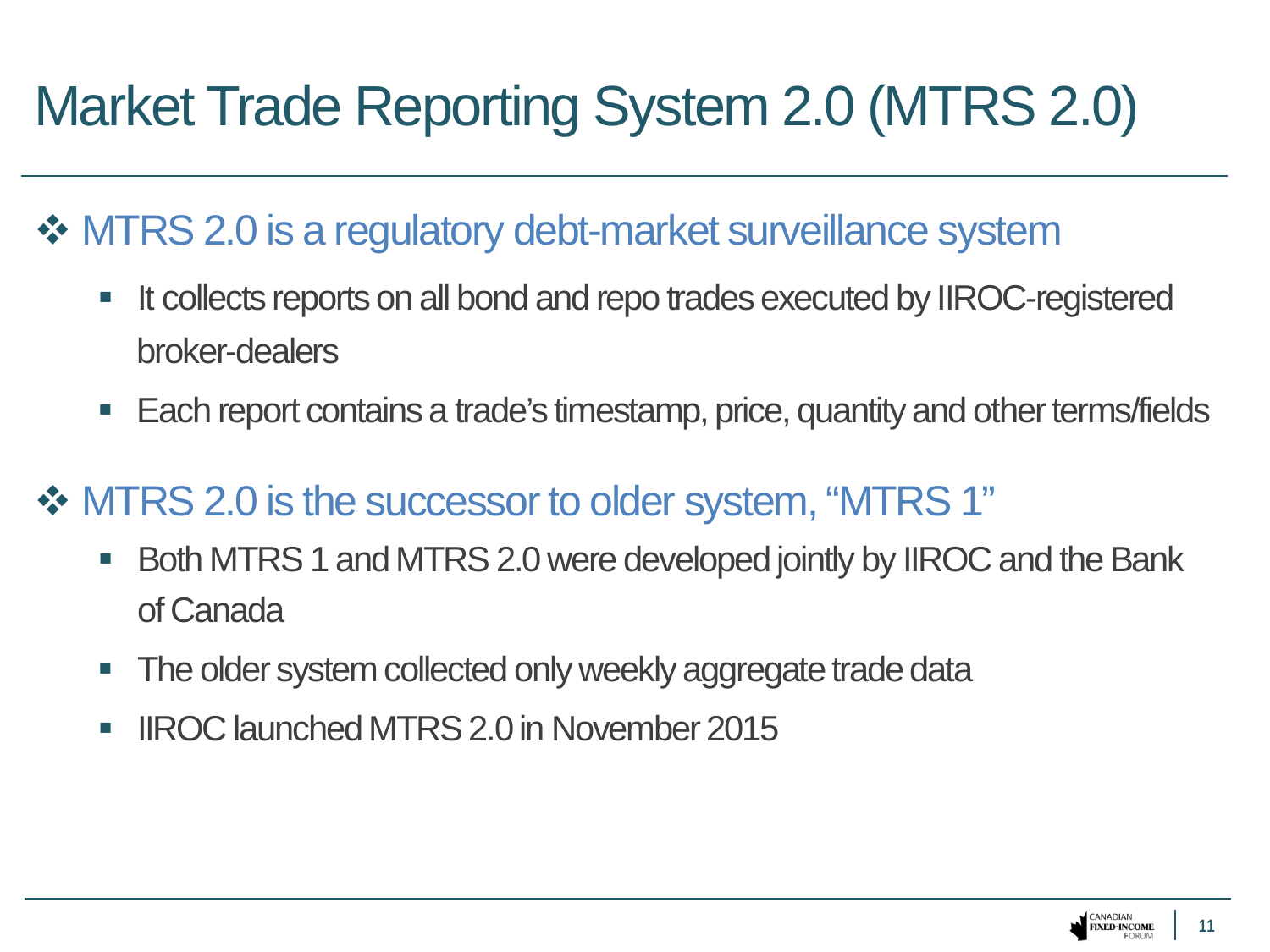# Market Trade Reporting System 2.0 (MTRS 2.0)

## MTRS 2.0 is a regulatory debt-market surveillance system

- It collects reports on all bond and repo trades executed by IIROC-registered broker-dealers
- Each report contains a trade's timestamp, price, quantity and other terms/fields

## MTRS 2.0 is the successor to older system, "MTRS 1"

- Both MTRS 1 and MTRS 2.0 were developed jointly by IIROC and the Bank of Canada
- The older system collected only weekly aggregate trade data
- IIROC launched MTRS 2.0 in November 2015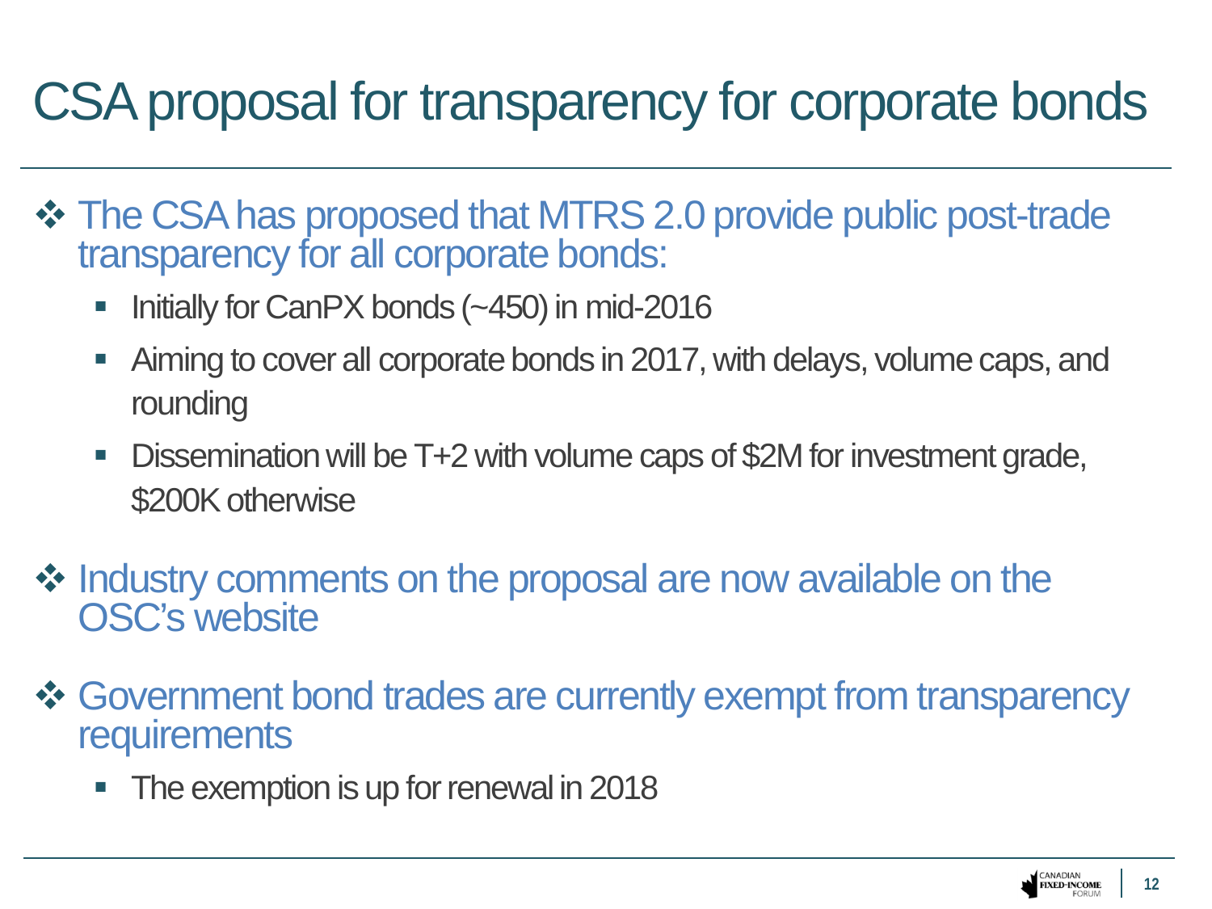# CSA proposal for transparency for corporate bonds

- The CSA has proposed that MTRS 2.0 provide public post-trade transparency for all corporate bonds:
  - Initially for CanPX bonds (~450) in mid-2016
  - Aiming to cover all corporate bonds in 2017, with delays, volume caps, and rounding
  - Dissemination will be T+2 with volume caps of $2M for investment grade, $200K otherwise
- Industry comments on the proposal are now available on the OSC's website
- Government bond trades are currently exempt from transparency requirements
  - The exemption is up for renewal in 2018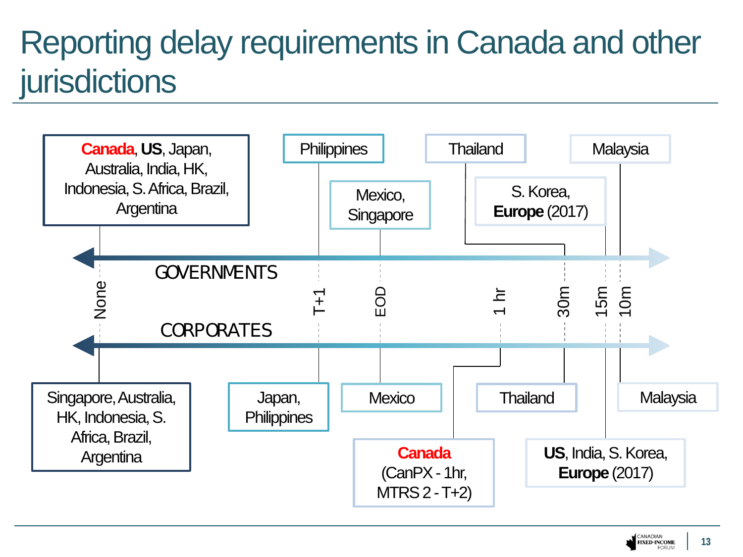# Reporting delay requirements in Canada and other jurisdictions

**GOVERNMENTS**

| Reporting delay | Jurisdictions |
| --- | --- |
| None | **Canada**, **US**, Japan, Australia, India, HK, Indonesia, S. Africa, Brazil, Argentina |
| T+1 | Philippines |
| EOD | Mexico, Singapore |
| 30m | Thailand |
| 15m | S. Korea, **Europe** (2017) |
| 10m | Malaysia |

**CORPORATES**

| Reporting delay | Jurisdictions |
| --- | --- |
| None | Singapore, Australia, HK, Indonesia, S. Africa, Brazil, Argentina |
| T+1 | Japan, Philippines |
| EOD | Mexico |
| 1 hr | **Canada** (CanPX - 1hr, MTRS 2 - T+2) |
| 30m | Thailand |
| 15m | **US**, India, S. Korea, **Europe** (2017) |
| 10m | Malaysia |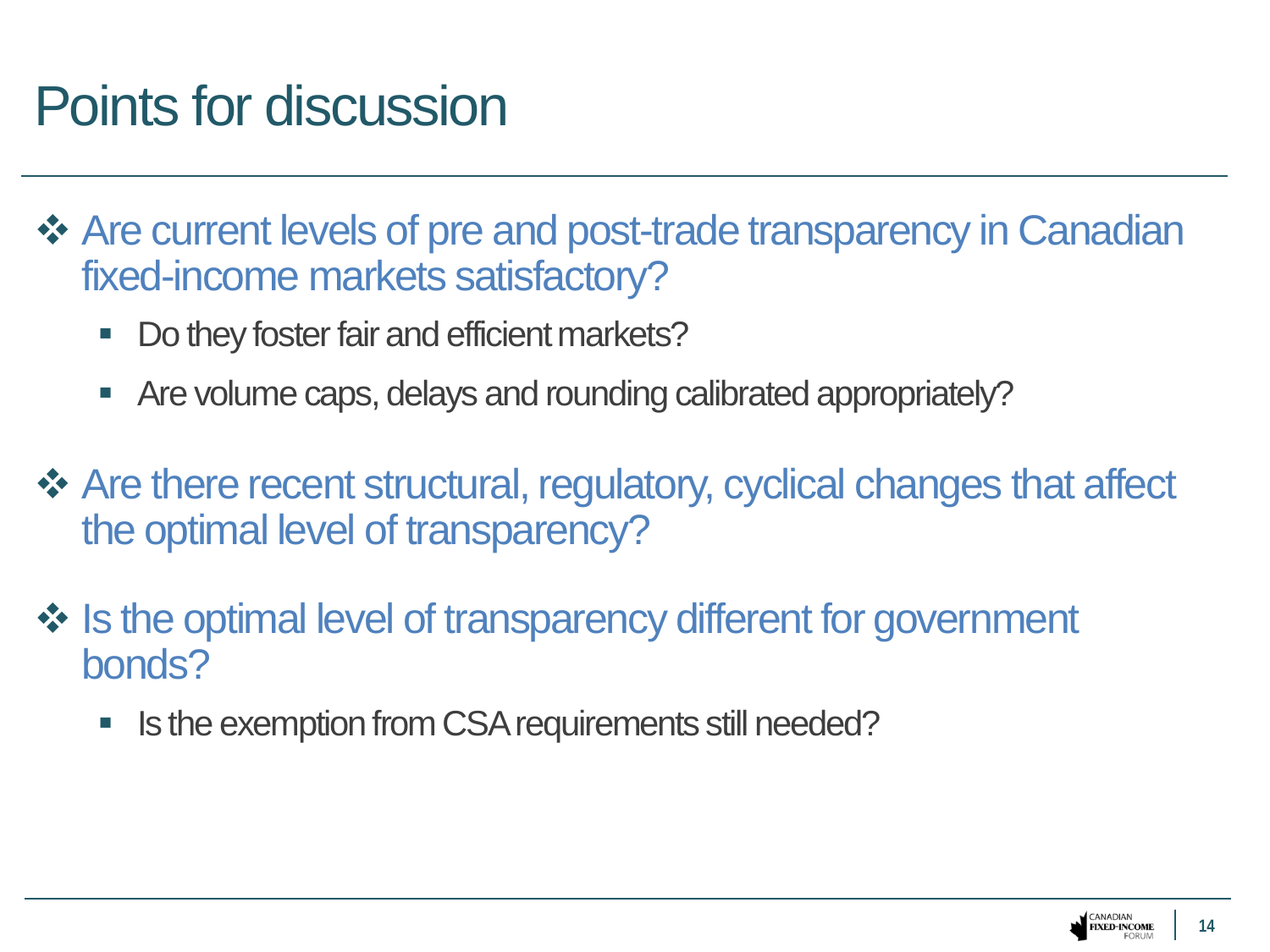# Points for discussion

- Are current levels of pre and post-trade transparency in Canadian fixed-income markets satisfactory?
  - Do they foster fair and efficient markets?
  - Are volume caps, delays and rounding calibrated appropriately?
- Are there recent structural, regulatory, cyclical changes that affect the optimal level of transparency?
- Is the optimal level of transparency different for government bonds?
  - Is the exemption from CSA requirements still needed?